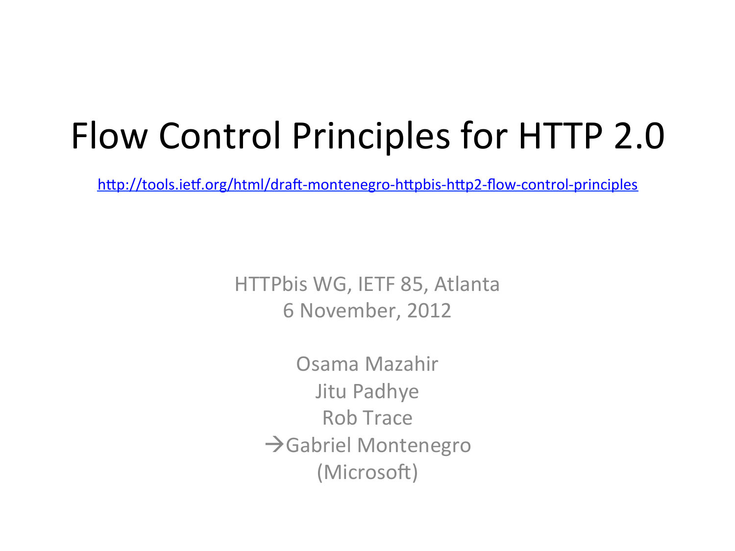# Flow Control Principles for HTTP 2.0

http://tools.ietf.org/html/draft-montenegro-httpbis-http2-flow-control-principles

HTTPbis WG, IETF 85, Atlanta
6 November, 2012

Osama Mazahir
Jitu Padhye
Rob Trace
→Gabriel Montenegro
(Microsoft)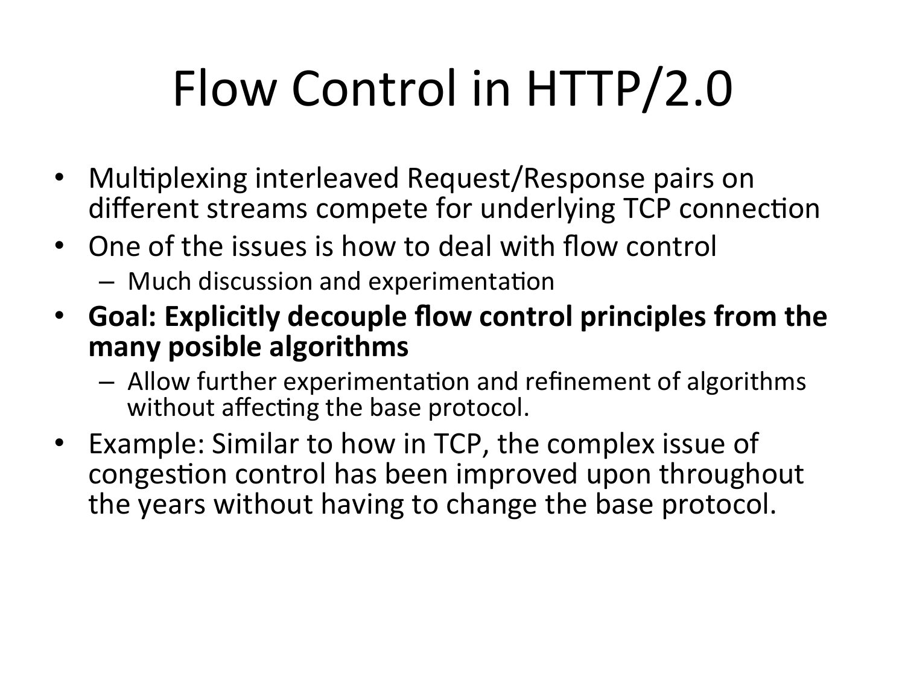# Flow Control in HTTP/2.0

- Multiplexing interleaved Request/Response pairs on different streams compete for underlying TCP connection
- One of the issues is how to deal with flow control
  - Much discussion and experimentation
- **Goal: Explicitly decouple flow control principles from the many posible algorithms**
  - Allow further experimentation and refinement of algorithms without affecting the base protocol.
- Example: Similar to how in TCP, the complex issue of congestion control has been improved upon throughout the years without having to change the base protocol.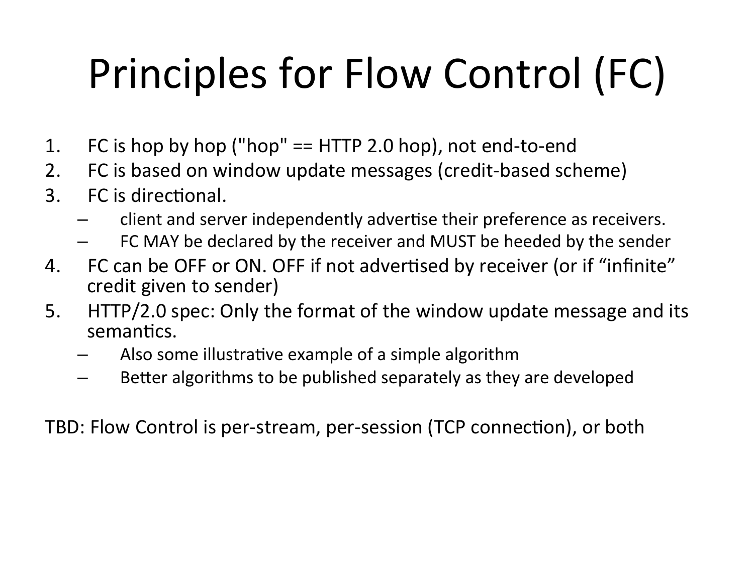# Principles for Flow Control (FC)

1. FC is hop by hop ("hop" == HTTP 2.0 hop), not end-to-end
2. FC is based on window update messages (credit-based scheme)
3. FC is directional.
   - client and server independently advertise their preference as receivers.
   - FC MAY be declared by the receiver and MUST be heeded by the sender
4. FC can be OFF or ON. OFF if not advertised by receiver (or if "infinite" credit given to sender)
5. HTTP/2.0 spec: Only the format of the window update message and its semantics.
   - Also some illustrative example of a simple algorithm
   - Better algorithms to be published separately as they are developed

TBD: Flow Control is per-stream, per-session (TCP connection), or both